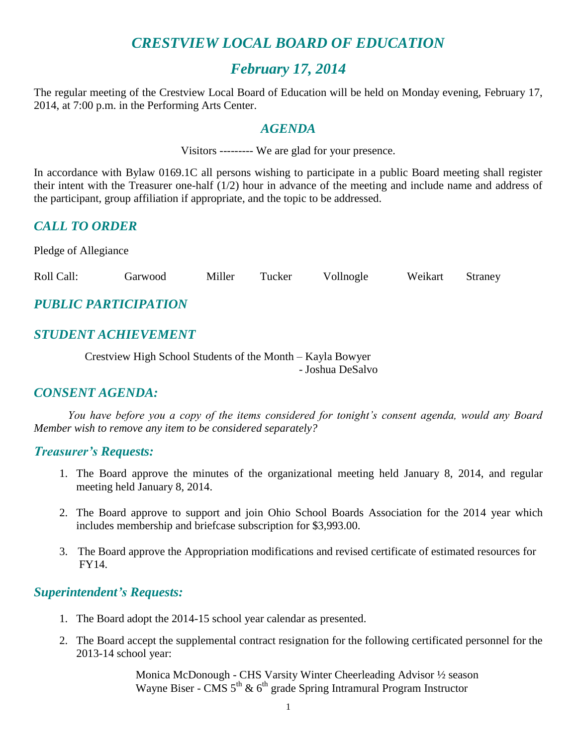# *CRESTVIEW LOCAL BOARD OF EDUCATION*

## *February 17, 2014*

The regular meeting of the Crestview Local Board of Education will be held on Monday evening, February 17, 2014, at 7:00 p.m. in the Performing Arts Center.

## *AGENDA*

Visitors --------- We are glad for your presence.

In accordance with Bylaw 0169.1C all persons wishing to participate in a public Board meeting shall register their intent with the Treasurer one-half (1/2) hour in advance of the meeting and include name and address of the participant, group affiliation if appropriate, and the topic to be addressed.

## *CALL TO ORDER*

Pledge of Allegiance

Roll Call: Garwood Miller Tucker Vollnogle Weikart Straney

## *PUBLIC PARTICIPATION*

## *STUDENT ACHIEVEMENT*

Crestview High School Students of the Month – Kayla Bowyer
- Joshua DeSalvo

## *CONSENT AGENDA:*

*You have before you a copy of the items considered for tonight's consent agenda, would any Board Member wish to remove any item to be considered separately?*

### *Treasurer's Requests:*

1. The Board approve the minutes of the organizational meeting held January 8, 2014, and regular meeting held January 8, 2014.

2. The Board approve to support and join Ohio School Boards Association for the 2014 year which includes membership and briefcase subscription for $3,993.00.

3. The Board approve the Appropriation modifications and revised certificate of estimated resources for FY14.

### *Superintendent's Requests:*

1. The Board adopt the 2014-15 school year calendar as presented.

2. The Board accept the supplemental contract resignation for the following certificated personnel for the 2013-14 school year:

   Monica McDonough - CHS Varsity Winter Cheerleading Advisor ½ season
   Wayne Biser - CMS 5th & 6th grade Spring Intramural Program Instructor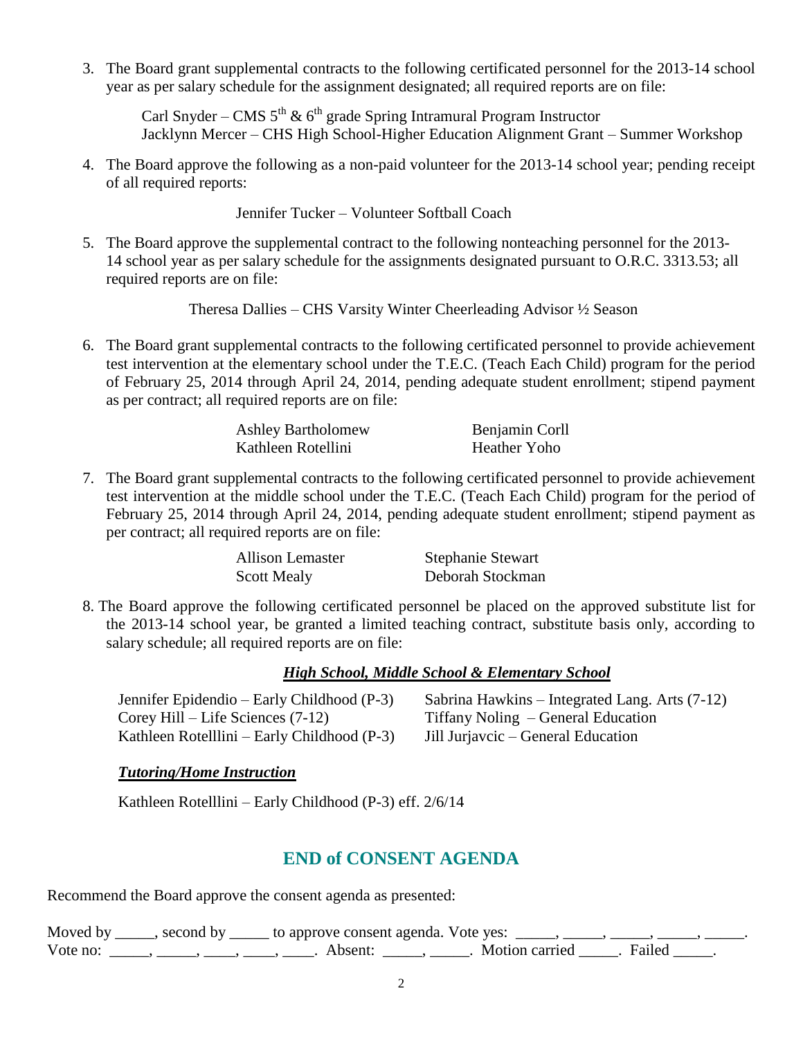3. The Board grant supplemental contracts to the following certificated personnel for the 2013-14 school year as per salary schedule for the assignment designated; all required reports are on file:

   Carl Snyder – CMS 5th & 6th grade Spring Intramural Program Instructor
   Jacklynn Mercer – CHS High School-Higher Education Alignment Grant – Summer Workshop

4. The Board approve the following as a non-paid volunteer for the 2013-14 school year; pending receipt of all required reports:

   Jennifer Tucker – Volunteer Softball Coach

5. The Board approve the supplemental contract to the following nonteaching personnel for the 2013-14 school year as per salary schedule for the assignments designated pursuant to O.R.C. 3313.53; all required reports are on file:

   Theresa Dallies – CHS Varsity Winter Cheerleading Advisor ½ Season

6. The Board grant supplemental contracts to the following certificated personnel to provide achievement test intervention at the elementary school under the T.E.C. (Teach Each Child) program for the period of February 25, 2014 through April 24, 2014, pending adequate student enrollment; stipend payment as per contract; all required reports are on file:

   Ashley Bartholomew
   Benjamin Corll
   Kathleen Rotellini
   Heather Yoho

7. The Board grant supplemental contracts to the following certificated personnel to provide achievement test intervention at the middle school under the T.E.C. (Teach Each Child) program for the period of February 25, 2014 through April 24, 2014, pending adequate student enrollment; stipend payment as per contract; all required reports are on file:

   Allison Lemaster
   Stephanie Stewart
   Scott Mealy
   Deborah Stockman

8. The Board approve the following certificated personnel be placed on the approved substitute list for the 2013-14 school year, be granted a limited teaching contract, substitute basis only, according to salary schedule; all required reports are on file:

   ***High School, Middle School & Elementary School***

   Jennifer Epidendio – Early Childhood (P-3)
   Sabrina Hawkins – Integrated Lang. Arts (7-12)
   Corey Hill – Life Sciences (7-12)
   Tiffany Noling – General Education
   Kathleen Rotelllini – Early Childhood (P-3)
   Jill Jurjavcic – General Education

   ***Tutoring/Home Instruction***

   Kathleen Rotelllini – Early Childhood (P-3) eff. 2/6/14

## END of CONSENT AGENDA

Recommend the Board approve the consent agenda as presented:

Moved by _____, second by _____ to approve consent agenda. Vote yes: _____, _____, _____, _____, _____.
Vote no: _____, _____, ____, ____, ____. Absent: _____, _____. Motion carried _____. Failed _____.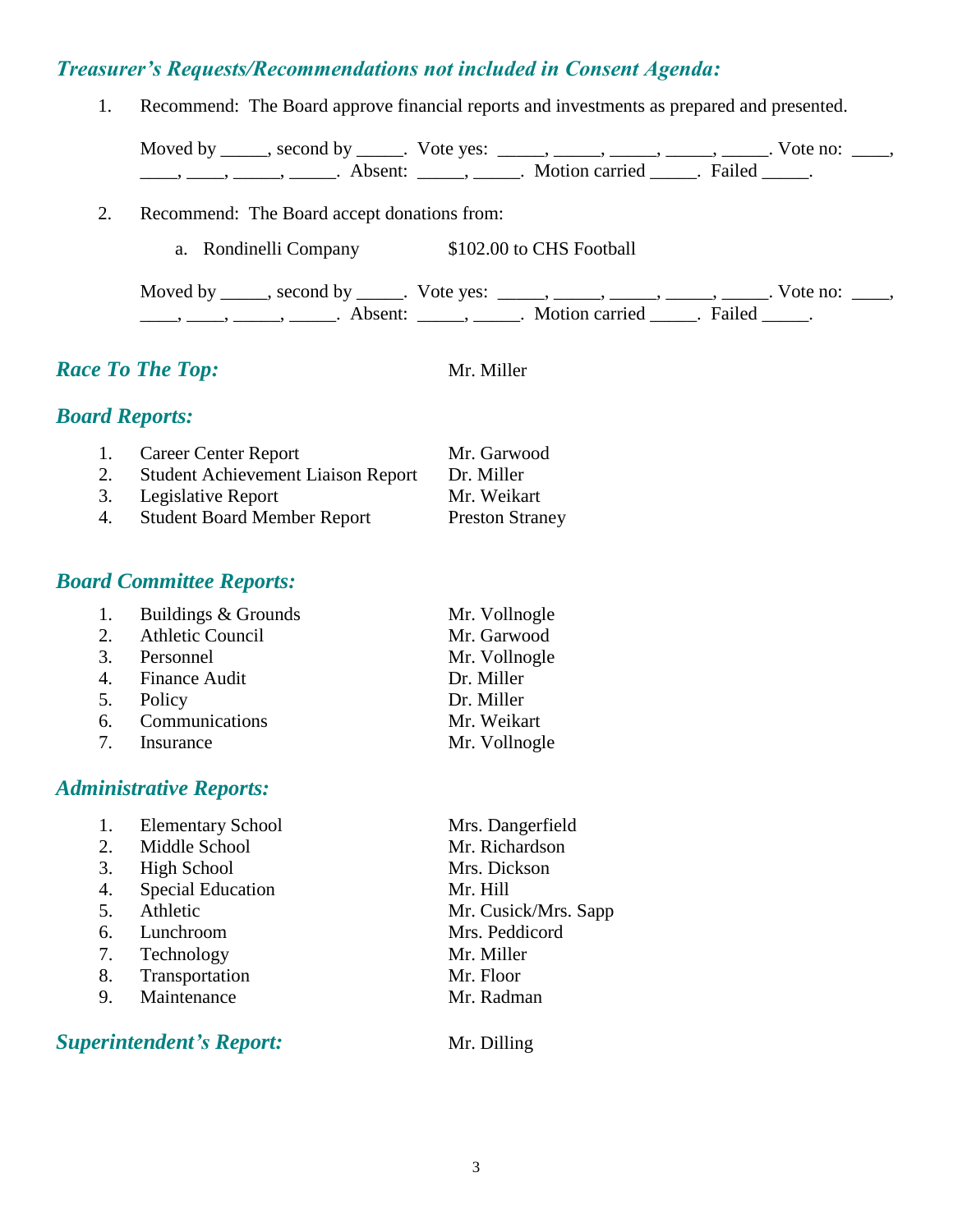## *Treasurer's Requests/Recommendations not included in Consent Agenda:*

1. Recommend: The Board approve financial reports and investments as prepared and presented.

   Moved by _____, second by _____. Vote yes: _____, _____, _____, _____, _____. Vote no: ____, ____, ____, _____, _____. Absent: _____, _____. Motion carried _____. Failed _____.

2. Recommend: The Board accept donations from:

   a. Rondinelli Company $102.00 to CHS Football

   Moved by _____, second by _____. Vote yes: _____, _____, _____, _____, _____. Vote no: ____, ____, ____, _____, _____. Absent: _____, _____. Motion carried _____. Failed _____.

## *Race To The Top:* Mr. Miller

## *Board Reports:*

1. Career Center Report — Mr. Garwood
2. Student Achievement Liaison Report — Dr. Miller
3. Legislative Report — Mr. Weikart
4. Student Board Member Report — Preston Straney

## *Board Committee Reports:*

1. Buildings & Grounds — Mr. Vollnogle
2. Athletic Council — Mr. Garwood
3. Personnel — Mr. Vollnogle
4. Finance Audit — Dr. Miller
5. Policy — Dr. Miller
6. Communications — Mr. Weikart
7. Insurance — Mr. Vollnogle

## *Administrative Reports:*

1. Elementary School — Mrs. Dangerfield
2. Middle School — Mr. Richardson
3. High School — Mrs. Dickson
4. Special Education — Mr. Hill
5. Athletic — Mr. Cusick/Mrs. Sapp
6. Lunchroom — Mrs. Peddicord
7. Technology — Mr. Miller
8. Transportation — Mr. Floor
9. Maintenance — Mr. Radman

## *Superintendent's Report:* Mr. Dilling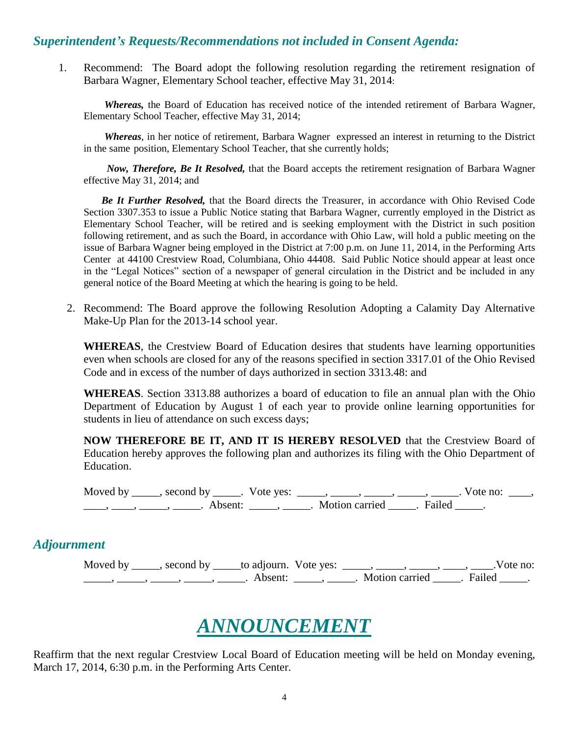### *Superintendent's Requests/Recommendations not included in Consent Agenda:*

1. Recommend: The Board adopt the following resolution regarding the retirement resignation of Barbara Wagner, Elementary School teacher, effective May 31, 2014:

   ***Whereas,*** the Board of Education has received notice of the intended retirement of Barbara Wagner, Elementary School Teacher, effective May 31, 2014;

   ***Whereas***, in her notice of retirement, Barbara Wagner expressed an interest in returning to the District in the same position, Elementary School Teacher, that she currently holds;

   ***Now, Therefore, Be It Resolved,*** that the Board accepts the retirement resignation of Barbara Wagner effective May 31, 2014; and

   ***Be It Further Resolved,*** that the Board directs the Treasurer, in accordance with Ohio Revised Code Section 3307.353 to issue a Public Notice stating that Barbara Wagner, currently employed in the District as Elementary School Teacher, will be retired and is seeking employment with the District in such position following retirement, and as such the Board, in accordance with Ohio Law, will hold a public meeting on the issue of Barbara Wagner being employed in the District at 7:00 p.m. on June 11, 2014, in the Performing Arts Center at 44100 Crestview Road, Columbiana, Ohio 44408. Said Public Notice should appear at least once in the "Legal Notices" section of a newspaper of general circulation in the District and be included in any general notice of the Board Meeting at which the hearing is going to be held.

2. Recommend: The Board approve the following Resolution Adopting a Calamity Day Alternative Make-Up Plan for the 2013-14 school year.

   **WHEREAS**, the Crestview Board of Education desires that students have learning opportunities even when schools are closed for any of the reasons specified in section 3317.01 of the Ohio Revised Code and in excess of the number of days authorized in section 3313.48: and

   **WHEREAS**. Section 3313.88 authorizes a board of education to file an annual plan with the Ohio Department of Education by August 1 of each year to provide online learning opportunities for students in lieu of attendance on such excess days;

   **NOW THEREFORE BE IT, AND IT IS HEREBY RESOLVED** that the Crestview Board of Education hereby approves the following plan and authorizes its filing with the Ohio Department of Education.

   Moved by _____, second by _____. Vote yes: _____, _____, _____, _____, _____. Vote no: ____, ____, ____, _____, _____. Absent: _____, _____. Motion carried _____. Failed _____.

### *Adjournment*

Moved by _____, second by _____to adjourn. Vote yes: _____, _____, _____, ____, ____.Vote no: _____, _____, _____, _____, _____. Absent: _____, _____. Motion carried _____. Failed _____.

# ***ANNOUNCEMENT***

Reaffirm that the next regular Crestview Local Board of Education meeting will be held on Monday evening, March 17, 2014, 6:30 p.m. in the Performing Arts Center.